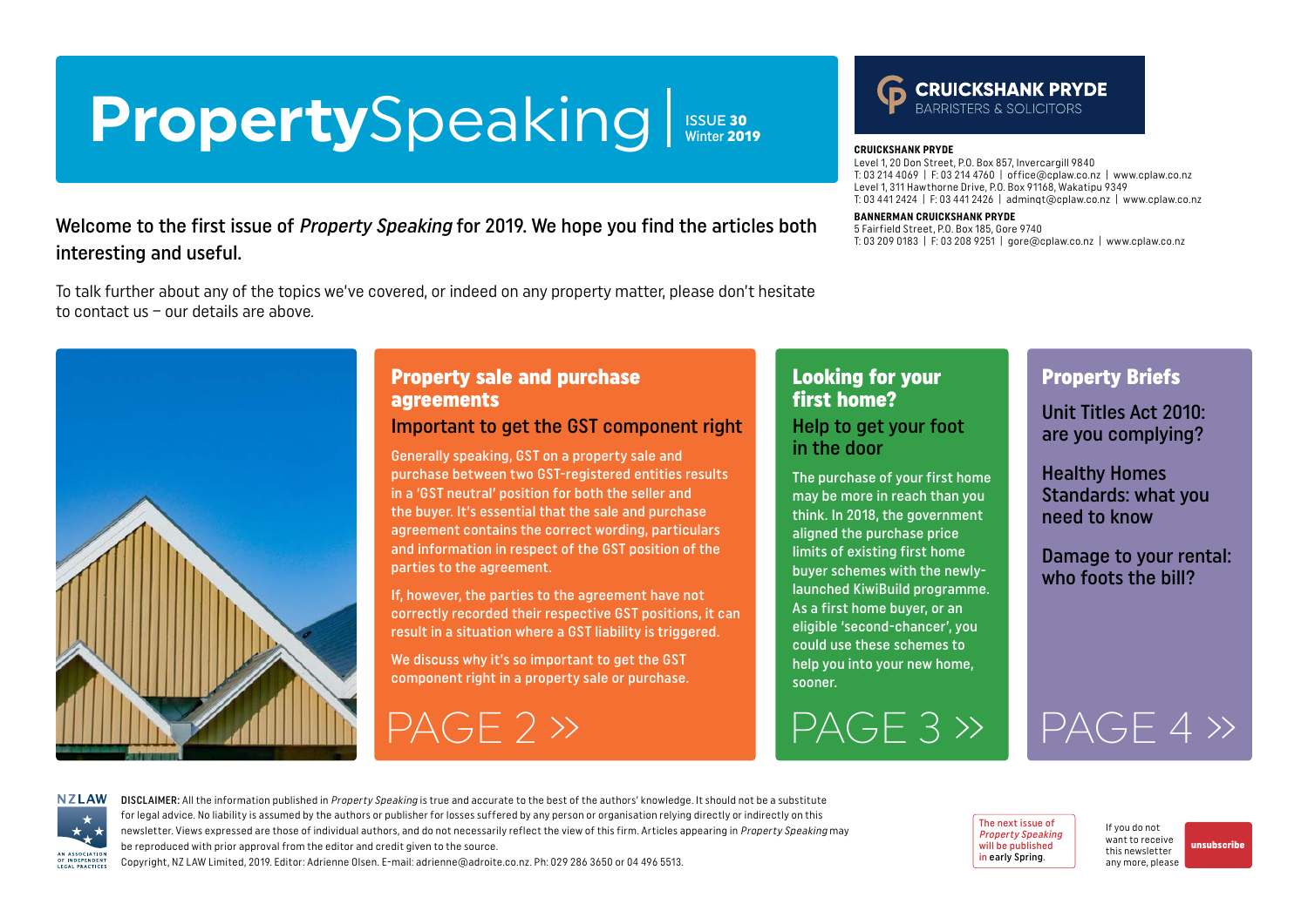# PropertySpeaking

ISSUE 30
Winter 2019

**CRUICKSHANK PRYDE**
BARRISTERS & SOLICITORS

**CRUICKSHANK PRYDE**
Level 1, 20 Don Street, P.O. Box 857, Invercargill 9840
T: 03 214 4069 | F: 03 214 4760 | office@cplaw.co.nz | www.cplaw.co.nz
Level 1, 311 Hawthorne Drive, P.O. Box 91168, Wakatipu 9349
T: 03 441 2424 | F: 03 441 2426 | adminqt@cplaw.co.nz | www.cplaw.co.nz

**BANNERMAN CRUICKSHANK PRYDE**
5 Fairfield Street, P.O. Box 185, Gore 9740
T: 03 209 0183 | F: 03 208 9251 | gore@cplaw.co.nz | www.cplaw.co.nz

Welcome to the first issue of *Property Speaking* for 2019. We hope you find the articles both interesting and useful.

To talk further about any of the topics we've covered, or indeed on any property matter, please don't hesitate to contact us – our details are above.

## Property sale and purchase agreements

### Important to get the GST component right

Generally speaking, GST on a property sale and purchase between two GST-registered entities results in a 'GST neutral' position for both the seller and the buyer. It's essential that the sale and purchase agreement contains the correct wording, particulars and information in respect of the GST position of the parties to the agreement.

If, however, the parties to the agreement have not correctly recorded their respective GST positions, it can result in a situation where a GST liability is triggered.

We discuss why it's so important to get the GST component right in a property sale or purchase.

PAGE 2 »

## Looking for your first home?

### Help to get your foot in the door

The purchase of your first home may be more in reach than you think. In 2018, the government aligned the purchase price limits of existing first home buyer schemes with the newly-launched KiwiBuild programme. As a first home buyer, or an eligible 'second-chancer', you could use these schemes to help you into your new home, sooner.

PAGE 3 »

## Property Briefs

Unit Titles Act 2010: are you complying?

Healthy Homes Standards: what you need to know

Damage to your rental: who foots the bill?

PAGE 4 »

NZLAW – AN ASSOCIATION OF INDEPENDENT LEGAL PRACTICES

**DISCLAIMER:** All the information published in *Property Speaking* is true and accurate to the best of the authors' knowledge. It should not be a substitute for legal advice. No liability is assumed by the authors or publisher for losses suffered by any person or organisation relying directly or indirectly on this newsletter. Views expressed are those of individual authors, and do not necessarily reflect the view of this firm. Articles appearing in *Property Speaking* may be reproduced with prior approval from the editor and credit given to the source.
Copyright, NZ LAW Limited, 2019. Editor: Adrienne Olsen. E-mail: adrienne@adroite.co.nz. Ph: 029 286 3650 or 04 496 5513.

The next issue of *Property Speaking* will be published in early Spring.

If you do not want to receive this newsletter any more, please unsubscribe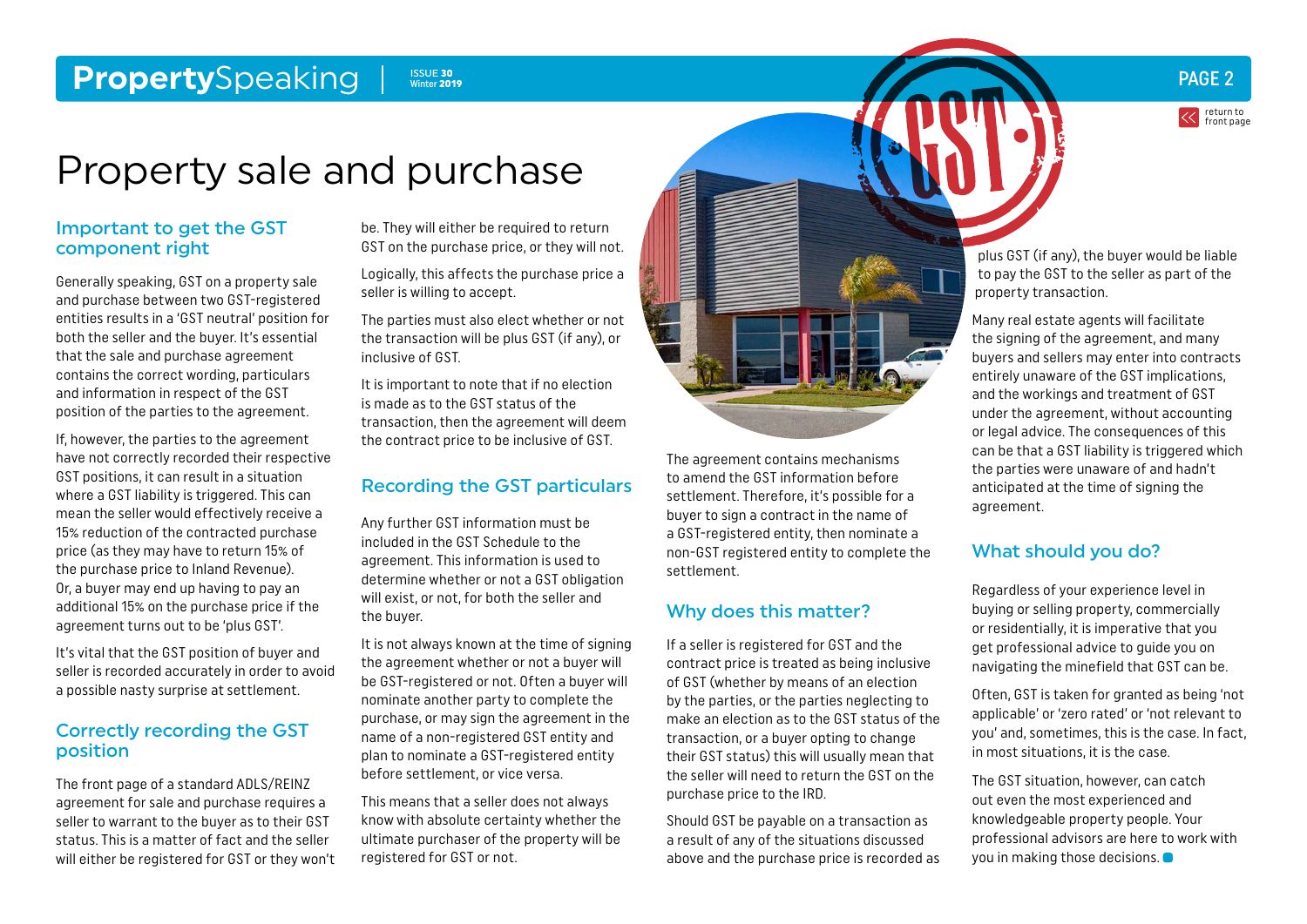# Property sale and purchase

## Important to get the GST component right

Generally speaking, GST on a property sale and purchase between two GST-registered entities results in a 'GST neutral' position for both the seller and the buyer. It's essential that the sale and purchase agreement contains the correct wording, particulars and information in respect of the GST position of the parties to the agreement.

If, however, the parties to the agreement have not correctly recorded their respective GST positions, it can result in a situation where a GST liability is triggered. This can mean the seller would effectively receive a 15% reduction of the contracted purchase price (as they may have to return 15% of the purchase price to Inland Revenue). Or, a buyer may end up having to pay an additional 15% on the purchase price if the agreement turns out to be 'plus GST'.

It's vital that the GST position of buyer and seller is recorded accurately in order to avoid a possible nasty surprise at settlement.

## Correctly recording the GST position

The front page of a standard ADLS/REINZ agreement for sale and purchase requires a seller to warrant to the buyer as to their GST status. This is a matter of fact and the seller will either be registered for GST or they won't be. They will either be required to return GST on the purchase price, or they will not.

Logically, this affects the purchase price a seller is willing to accept.

The parties must also elect whether or not the transaction will be plus GST (if any), or inclusive of GST.

It is important to note that if no election is made as to the GST status of the transaction, then the agreement will deem the contract price to be inclusive of GST.

## Recording the GST particulars

Any further GST information must be included in the GST Schedule to the agreement. This information is used to determine whether or not a GST obligation will exist, or not, for both the seller and the buyer.

It is not always known at the time of signing the agreement whether or not a buyer will be GST-registered or not. Often a buyer will nominate another party to complete the purchase, or may sign the agreement in the name of a non-registered GST entity and plan to nominate a GST-registered entity before settlement, or vice versa.

This means that a seller does not always know with absolute certainty whether the ultimate purchaser of the property will be registered for GST or not.

The agreement contains mechanisms to amend the GST information before settlement. Therefore, it's possible for a buyer to sign a contract in the name of a GST-registered entity, then nominate a non-GST registered entity to complete the settlement.

## Why does this matter?

If a seller is registered for GST and the contract price is treated as being inclusive of GST (whether by means of an election by the parties, or the parties neglecting to make an election as to the GST status of the transaction, or a buyer opting to change their GST status) this will usually mean that the seller will need to return the GST on the purchase price to the IRD.

Should GST be payable on a transaction as a result of any of the situations discussed above and the purchase price is recorded as plus GST (if any), the buyer would be liable to pay the GST to the seller as part of the property transaction.

Many real estate agents will facilitate the signing of the agreement, and many buyers and sellers may enter into contracts entirely unaware of the GST implications, and the workings and treatment of GST under the agreement, without accounting or legal advice. The consequences of this can be that a GST liability is triggered which the parties were unaware of and hadn't anticipated at the time of signing the agreement.

## What should you do?

Regardless of your experience level in buying or selling property, commercially or residentially, it is imperative that you get professional advice to guide you on navigating the minefield that GST can be.

Often, GST is taken for granted as being 'not applicable' or 'zero rated' or 'not relevant to you' and, sometimes, this is the case. In fact, in most situations, it is the case.

The GST situation, however, can catch out even the most experienced and knowledgeable property people. Your professional advisors are here to work with you in making those decisions.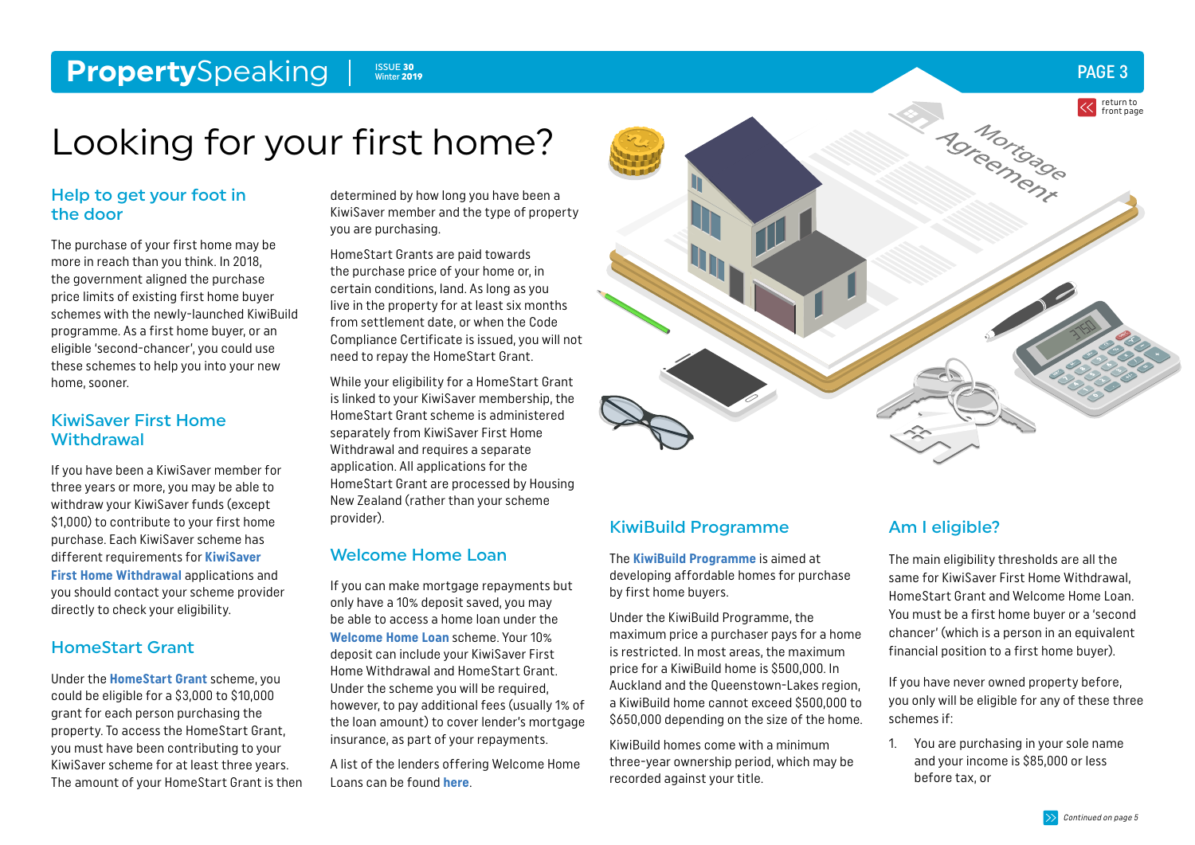# Looking for your first home?

## Help to get your foot in the door

The purchase of your first home may be more in reach than you think. In 2018, the government aligned the purchase price limits of existing first home buyer schemes with the newly-launched KiwiBuild programme. As a first home buyer, or an eligible 'second-chancer', you could use these schemes to help you into your new home, sooner.

## KiwiSaver First Home Withdrawal

If you have been a KiwiSaver member for three years or more, you may be able to withdraw your KiwiSaver funds (except $1,000) to contribute to your first home purchase. Each KiwiSaver scheme has different requirements for **KiwiSaver First Home Withdrawal** applications and you should contact your scheme provider directly to check your eligibility.

## HomeStart Grant

Under the **HomeStart Grant** scheme, you could be eligible for a $3,000 to $10,000 grant for each person purchasing the property. To access the HomeStart Grant, you must have been contributing to your KiwiSaver scheme for at least three years. The amount of your HomeStart Grant is then determined by how long you have been a KiwiSaver member and the type of property you are purchasing.

HomeStart Grants are paid towards the purchase price of your home or, in certain conditions, land. As long as you live in the property for at least six months from settlement date, or when the Code Compliance Certificate is issued, you will not need to repay the HomeStart Grant.

While your eligibility for a HomeStart Grant is linked to your KiwiSaver membership, the HomeStart Grant scheme is administered separately from KiwiSaver First Home Withdrawal and requires a separate application. All applications for the HomeStart Grant are processed by Housing New Zealand (rather than your scheme provider).

## Welcome Home Loan

If you can make mortgage repayments but only have a 10% deposit saved, you may be able to access a home loan under the **Welcome Home Loan** scheme. Your 10% deposit can include your KiwiSaver First Home Withdrawal and HomeStart Grant. Under the scheme you will be required, however, to pay additional fees (usually 1% of the loan amount) to cover lender's mortgage insurance, as part of your repayments.

A list of the lenders offering Welcome Home Loans can be found **here**.

## KiwiBuild Programme

The **KiwiBuild Programme** is aimed at developing affordable homes for purchase by first home buyers.

Under the KiwiBuild Programme, the maximum price a purchaser pays for a home is restricted. In most areas, the maximum price for a KiwiBuild home is $500,000. In Auckland and the Queenstown-Lakes region, a KiwiBuild home cannot exceed $500,000 to $650,000 depending on the size of the home.

KiwiBuild homes come with a minimum three-year ownership period, which may be recorded against your title.

## Am I eligible?

The main eligibility thresholds are all the same for KiwiSaver First Home Withdrawal, HomeStart Grant and Welcome Home Loan. You must be a first home buyer or a 'second chancer' (which is a person in an equivalent financial position to a first home buyer).

If you have never owned property before, you only will be eligible for any of these three schemes if:

1. You are purchasing in your sole name and your income is $85,000 or less before tax, or

*Continued on page 5*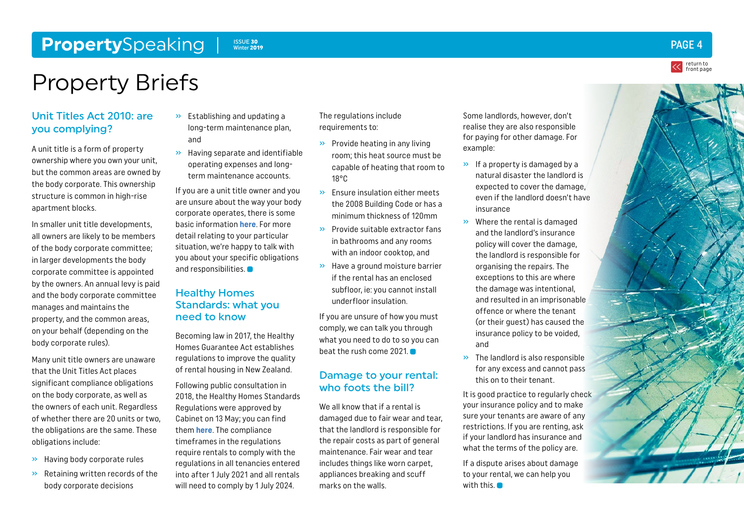# Property Briefs

## Unit Titles Act 2010: are you complying?

A unit title is a form of property ownership where you own your unit, but the common areas are owned by the body corporate. This ownership structure is common in high-rise apartment blocks.

In smaller unit title developments, all owners are likely to be members of the body corporate committee; in larger developments the body corporate committee is appointed by the owners. An annual levy is paid and the body corporate committee manages and maintains the property, and the common areas, on your behalf (depending on the body corporate rules).

Many unit title owners are unaware that the Unit Titles Act places significant compliance obligations on the body corporate, as well as the owners of each unit. Regardless of whether there are 20 units or two, the obligations are the same. These obligations include:

- Having body corporate rules
- Retaining written records of the body corporate decisions
- Establishing and updating a long-term maintenance plan, and
- Having separate and identifiable operating expenses and long-term maintenance accounts.

If you are a unit title owner and you are unsure about the way your body corporate operates, there is some basic information **here**. For more detail relating to your particular situation, we're happy to talk with you about your specific obligations and responsibilities.

## Healthy Homes Standards: what you need to know

Becoming law in 2017, the Healthy Homes Guarantee Act establishes regulations to improve the quality of rental housing in New Zealand.

Following public consultation in 2018, the Healthy Homes Standards Regulations were approved by Cabinet on 13 May; you can find them **here**. The compliance timeframes in the regulations require rentals to comply with the regulations in all tenancies entered into after 1 July 2021 and all rentals will need to comply by 1 July 2024.

The regulations include requirements to:

- Provide heating in any living room; this heat source must be capable of heating that room to 18°C
- Ensure insulation either meets the 2008 Building Code or has a minimum thickness of 120mm
- Provide suitable extractor fans in bathrooms and any rooms with an indoor cooktop, and
- Have a ground moisture barrier if the rental has an enclosed subfloor, ie: you cannot install underfloor insulation.

If you are unsure of how you must comply, we can talk you through what you need to do to so you can beat the rush come 2021.

## Damage to your rental: who foots the bill?

We all know that if a rental is damaged due to fair wear and tear, that the landlord is responsible for the repair costs as part of general maintenance. Fair wear and tear includes things like worn carpet, appliances breaking and scuff marks on the walls.

Some landlords, however, don't realise they are also responsible for paying for other damage. For example:

- If a property is damaged by a natural disaster the landlord is expected to cover the damage, even if the landlord doesn't have insurance
- Where the rental is damaged and the landlord's insurance policy will cover the damage, the landlord is responsible for organising the repairs. The exceptions to this are where the damage was intentional, and resulted in an imprisonable offence or where the tenant (or their guest) has caused the insurance policy to be voided, and
- The landlord is also responsible for any excess and cannot pass this on to their tenant.

It is good practice to regularly check your insurance policy and to make sure your tenants are aware of any restrictions. If you are renting, ask if your landlord has insurance and what the terms of the policy are.

If a dispute arises about damage to your rental, we can help you with this.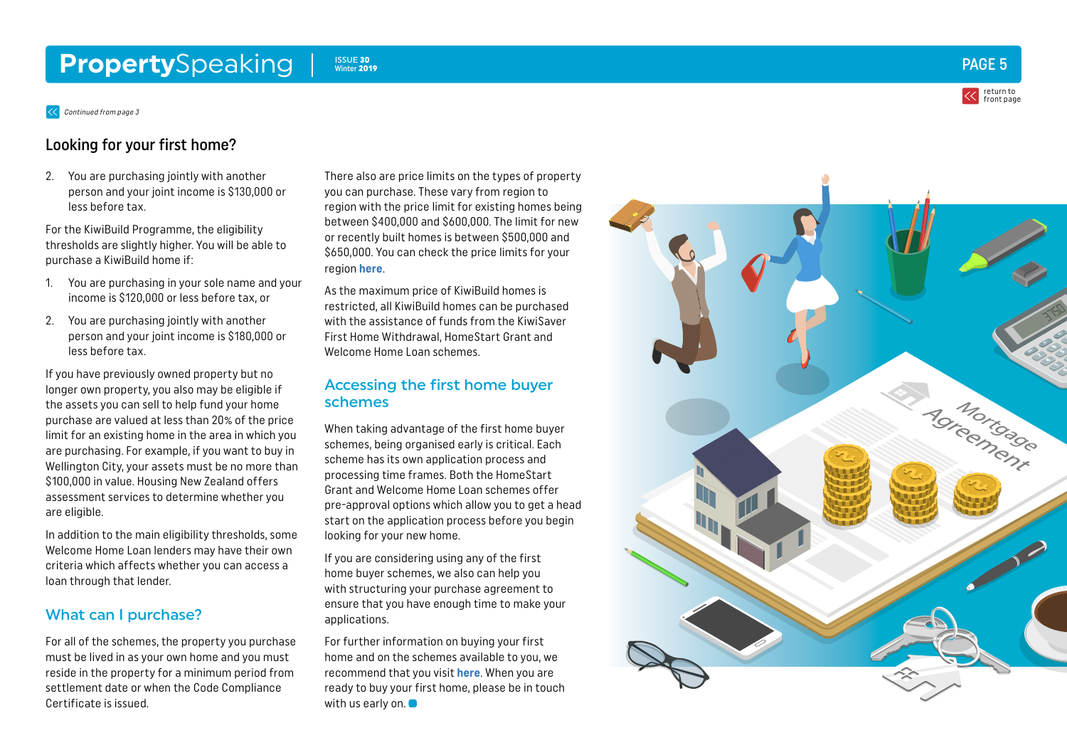*Continued from page 3*

## Looking for your first home?

2. You are purchasing jointly with another person and your joint income is $130,000 or less before tax.

For the KiwiBuild Programme, the eligibility thresholds are slightly higher. You will be able to purchase a KiwiBuild home if:

1. You are purchasing in your sole name and your income is $120,000 or less before tax, or
2. You are purchasing jointly with another person and your joint income is $180,000 or less before tax.

If you have previously owned property but no longer own property, you also may be eligible if the assets you can sell to help fund your home purchase are valued at less than 20% of the price limit for an existing home in the area in which you are purchasing. For example, if you want to buy in Wellington City, your assets must be no more than $100,000 in value. Housing New Zealand offers assessment services to determine whether you are eligible.

In addition to the main eligibility thresholds, some Welcome Home Loan lenders may have their own criteria which affects whether you can access a loan through that lender.

### What can I purchase?

For all of the schemes, the property you purchase must be lived in as your own home and you must reside in the property for a minimum period from settlement date or when the Code Compliance Certificate is issued.

There also are price limits on the types of property you can purchase. These vary from region to region with the price limit for existing homes being between $400,000 and $600,000. The limit for new or recently built homes is between $500,000 and $650,000. You can check the price limits for your region **here**.

As the maximum price of KiwiBuild homes is restricted, all KiwiBuild homes can be purchased with the assistance of funds from the KiwiSaver First Home Withdrawal, HomeStart Grant and Welcome Home Loan schemes.

### Accessing the first home buyer schemes

When taking advantage of the first home buyer schemes, being organised early is critical. Each scheme has its own application process and processing time frames. Both the HomeStart Grant and Welcome Home Loan schemes offer pre-approval options which allow you to get a head start on the application process before you begin looking for your new home.

If you are considering using any of the first home buyer schemes, we also can help you with structuring your purchase agreement to ensure that you have enough time to make your applications.

For further information on buying your first home and on the schemes available to you, we recommend that you visit **here**. When you are ready to buy your first home, please be in touch with us early on.